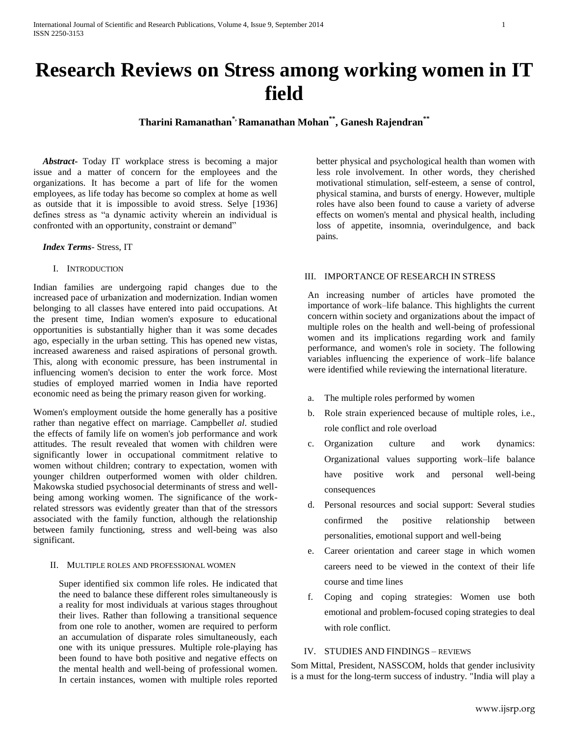# Research Reviews on Stress among working women in IT field

**Tharini Ramanathan[*], Ramanathan Mohan[**], Ganesh Rajendran[**]**

***Abstract-*** Today IT workplace stress is becoming a major issue and a matter of concern for the employees and the organizations. It has become a part of life for the women employees, as life today has become so complex at home as well as outside that it is impossible to avoid stress. Selye [1936] defines stress as "a dynamic activity wherein an individual is confronted with an opportunity, constraint or demand"

***Index Terms-*** Stress, IT

## I. Introduction

Indian families are undergoing rapid changes due to the increased pace of urbanization and modernization. Indian women belonging to all classes have entered into paid occupations. At the present time, Indian women's exposure to educational opportunities is substantially higher than it was some decades ago, especially in the urban setting. This has opened new vistas, increased awareness and raised aspirations of personal growth. This, along with economic pressure, has been instrumental in influencing women's decision to enter the work force. Most studies of employed married women in India have reported economic need as being the primary reason given for working.

Women's employment outside the home generally has a positive rather than negative effect on marriage. Campbell *et al*. studied the effects of family life on women's job performance and work attitudes. The result revealed that women with children were significantly lower in occupational commitment relative to women without children; contrary to expectation, women with younger children outperformed women with older children. Makowska studied psychosocial determinants of stress and well-being among working women. The significance of the work-related stressors was evidently greater than that of the stressors associated with the family function, although the relationship between family functioning, stress and well-being was also significant.

## II. Multiple roles and professional women

Super identified six common life roles. He indicated that the need to balance these different roles simultaneously is a reality for most individuals at various stages throughout their lives. Rather than following a transitional sequence from one role to another, women are required to perform an accumulation of disparate roles simultaneously, each one with its unique pressures. Multiple role-playing has been found to have both positive and negative effects on the mental health and well-being of professional women. In certain instances, women with multiple roles reported better physical and psychological health than women with less role involvement. In other words, they cherished motivational stimulation, self-esteem, a sense of control, physical stamina, and bursts of energy. However, multiple roles have also been found to cause a variety of adverse effects on women's mental and physical health, including loss of appetite, insomnia, overindulgence, and back pains.

## III. IMPORTANCE OF RESEARCH IN STRESS

An increasing number of articles have promoted the importance of work–life balance. This highlights the current concern within society and organizations about the impact of multiple roles on the health and well-being of professional women and its implications regarding work and family performance, and women's role in society. The following variables influencing the experience of work–life balance were identified while reviewing the international literature.

a. The multiple roles performed by women
b. Role strain experienced because of multiple roles, i.e., role conflict and role overload
c. Organization culture and work dynamics: Organizational values supporting work–life balance have positive work and personal well-being consequences
d. Personal resources and social support: Several studies confirmed the positive relationship between personalities, emotional support and well-being
e. Career orientation and career stage in which women careers need to be viewed in the context of their life course and time lines
f. Coping and coping strategies: Women use both emotional and problem-focused coping strategies to deal with role conflict.

## IV. STUDIES AND FINDINGS – Reviews

Som Mittal, President, NASSCOM, holds that gender inclusivity is a must for the long-term success of industry. "India will play a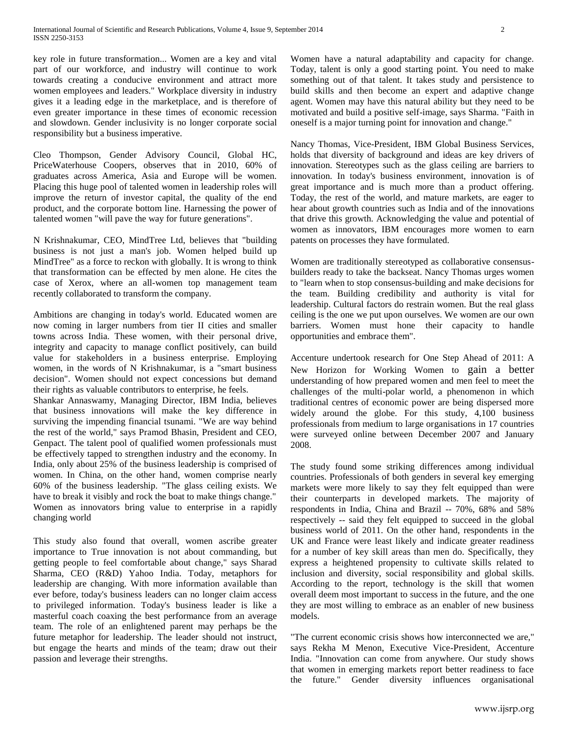key role in future transformation... Women are a key and vital part of our workforce, and industry will continue to work towards creating a conducive environment and attract more women employees and leaders." Workplace diversity in industry gives it a leading edge in the marketplace, and is therefore of even greater importance in these times of economic recession and slowdown. Gender inclusivity is no longer corporate social responsibility but a business imperative.

Cleo Thompson, Gender Advisory Council, Global HC, PriceWaterhouse Coopers, observes that in 2010, 60% of graduates across America, Asia and Europe will be women. Placing this huge pool of talented women in leadership roles will improve the return of investor capital, the quality of the end product, and the corporate bottom line. Harnessing the power of talented women "will pave the way for future generations".

N Krishnakumar, CEO, MindTree Ltd, believes that "building business is not just a man's job. Women helped build up MindTree" as a force to reckon with globally. It is wrong to think that transformation can be effected by men alone. He cites the case of Xerox, where an all-women top management team recently collaborated to transform the company.

Ambitions are changing in today's world. Educated women are now coming in larger numbers from tier II cities and smaller towns across India. These women, with their personal drive, integrity and capacity to manage conflict positively, can build value for stakeholders in a business enterprise. Employing women, in the words of N Krishnakumar, is a "smart business decision". Women should not expect concessions but demand their rights as valuable contributors to enterprise, he feels.
Shankar Annaswamy, Managing Director, IBM India, believes that business innovations will make the key difference in surviving the impending financial tsunami. "We are way behind the rest of the world," says Pramod Bhasin, President and CEO, Genpact. The talent pool of qualified women professionals must be effectively tapped to strengthen industry and the economy. In India, only about 25% of the business leadership is comprised of women. In China, on the other hand, women comprise nearly 60% of the business leadership. "The glass ceiling exists. We have to break it visibly and rock the boat to make things change." Women as innovators bring value to enterprise in a rapidly changing world

This study also found that overall, women ascribe greater importance to True innovation is not about commanding, but getting people to feel comfortable about change," says Sharad Sharma, CEO (R&D) Yahoo India. Today, metaphors for leadership are changing. With more information available than ever before, today's business leaders can no longer claim access to privileged information. Today's business leader is like a masterful coach coaxing the best performance from an average team. The role of an enlightened parent may perhaps be the future metaphor for leadership. The leader should not instruct, but engage the hearts and minds of the team; draw out their passion and leverage their strengths.

Women have a natural adaptability and capacity for change. Today, talent is only a good starting point. You need to make something out of that talent. It takes study and persistence to build skills and then become an expert and adaptive change agent. Women may have this natural ability but they need to be motivated and build a positive self-image, says Sharma. "Faith in oneself is a major turning point for innovation and change."

Nancy Thomas, Vice-President, IBM Global Business Services, holds that diversity of background and ideas are key drivers of innovation. Stereotypes such as the glass ceiling are barriers to innovation. In today's business environment, innovation is of great importance and is much more than a product offering. Today, the rest of the world, and mature markets, are eager to hear about growth countries such as India and of the innovations that drive this growth. Acknowledging the value and potential of women as innovators, IBM encourages more women to earn patents on processes they have formulated.

Women are traditionally stereotyped as collaborative consensus-builders ready to take the backseat. Nancy Thomas urges women to "learn when to stop consensus-building and make decisions for the team. Building credibility and authority is vital for leadership. Cultural factors do restrain women. But the real glass ceiling is the one we put upon ourselves. We women are our own barriers. Women must hone their capacity to handle opportunities and embrace them".

Accenture undertook research for One Step Ahead of 2011: A New Horizon for Working Women to gain a better understanding of how prepared women and men feel to meet the challenges of the multi-polar world, a phenomenon in which traditional centres of economic power are being dispersed more widely around the globe. For this study, 4,100 business professionals from medium to large organisations in 17 countries were surveyed online between December 2007 and January 2008.

The study found some striking differences among individual countries. Professionals of both genders in several key emerging markets were more likely to say they felt equipped than were their counterparts in developed markets. The majority of respondents in India, China and Brazil -- 70%, 68% and 58% respectively -- said they felt equipped to succeed in the global business world of 2011. On the other hand, respondents in the UK and France were least likely and indicate greater readiness for a number of key skill areas than men do. Specifically, they express a heightened propensity to cultivate skills related to inclusion and diversity, social responsibility and global skills. According to the report, technology is the skill that women overall deem most important to success in the future, and the one they are most willing to embrace as an enabler of new business models.

"The current economic crisis shows how interconnected we are," says Rekha M Menon, Executive Vice-President, Accenture India. "Innovation can come from anywhere. Our study shows that women in emerging markets report better readiness to face the future." Gender diversity influences organisational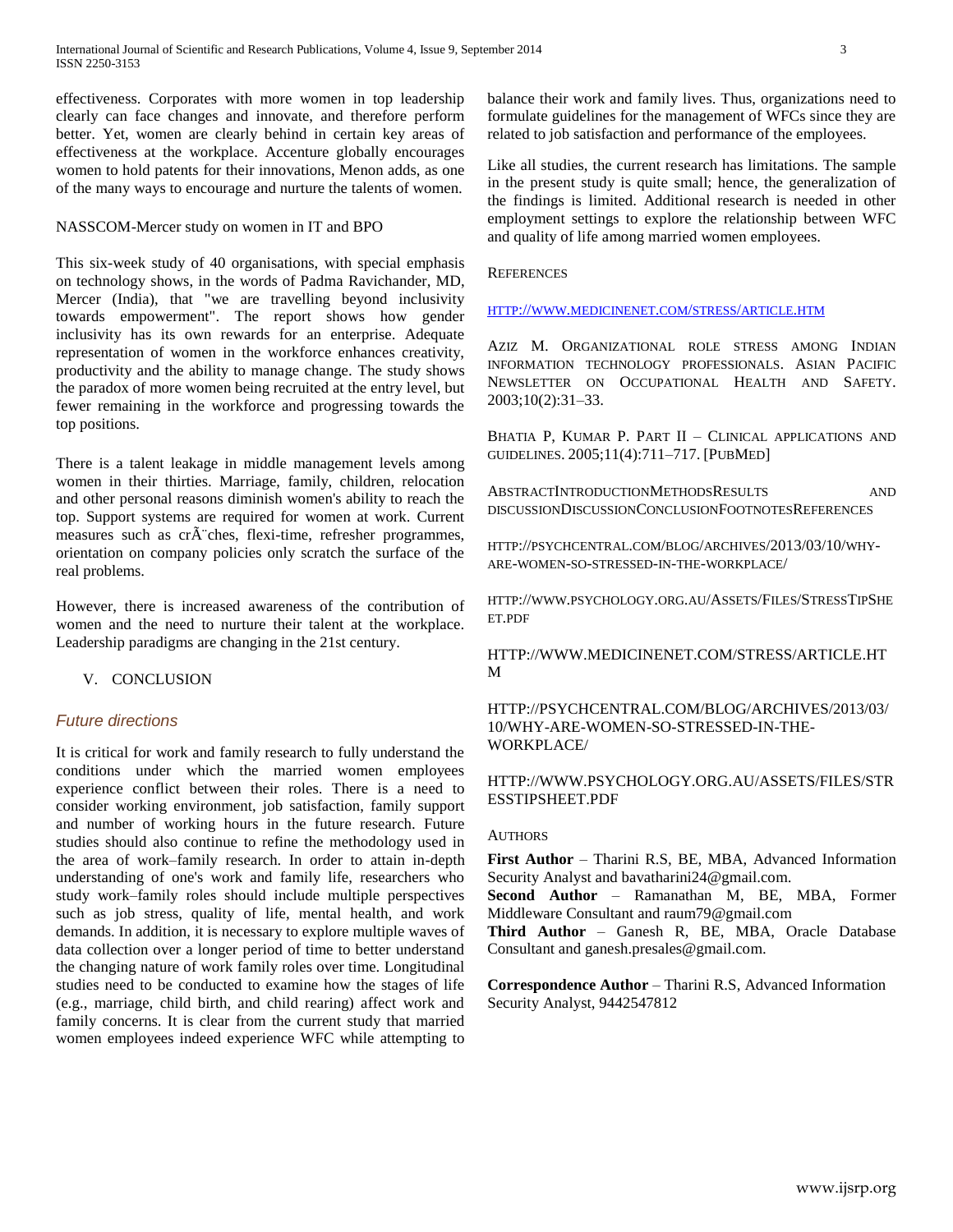effectiveness. Corporates with more women in top leadership clearly can face changes and innovate, and therefore perform better. Yet, women are clearly behind in certain key areas of effectiveness at the workplace. Accenture globally encourages women to hold patents for their innovations, Menon adds, as one of the many ways to encourage and nurture the talents of women.

NASSCOM-Mercer study on women in IT and BPO

This six-week study of 40 organisations, with special emphasis on technology shows, in the words of Padma Ravichander, MD, Mercer (India), that "we are travelling beyond inclusivity towards empowerment". The report shows how gender inclusivity has its own rewards for an enterprise. Adequate representation of women in the workforce enhances creativity, productivity and the ability to manage change. The study shows the paradox of more women being recruited at the entry level, but fewer remaining in the workforce and progressing towards the top positions.

There is a talent leakage in middle management levels among women in their thirties. Marriage, family, children, relocation and other personal reasons diminish women's ability to reach the top. Support systems are required for women at work. Current measures such as crÃ¨ches, flexi-time, refresher programmes, orientation on company policies only scratch the surface of the real problems.

However, there is increased awareness of the contribution of women and the need to nurture their talent at the workplace. Leadership paradigms are changing in the 21st century.

## V. CONCLUSION

### *Future directions*

It is critical for work and family research to fully understand the conditions under which the married women employees experience conflict between their roles. There is a need to consider working environment, job satisfaction, family support and number of working hours in the future research. Future studies should also continue to refine the methodology used in the area of work–family research. In order to attain in-depth understanding of one's work and family life, researchers who study work–family roles should include multiple perspectives such as job stress, quality of life, mental health, and work demands. In addition, it is necessary to explore multiple waves of data collection over a longer period of time to better understand the changing nature of work family roles over time. Longitudinal studies need to be conducted to examine how the stages of life (e.g., marriage, child birth, and child rearing) affect work and family concerns. It is clear from the current study that married women employees indeed experience WFC while attempting to balance their work and family lives. Thus, organizations need to formulate guidelines for the management of WFCs since they are related to job satisfaction and performance of the employees.

Like all studies, the current research has limitations. The sample in the present study is quite small; hence, the generalization of the findings is limited. Additional research is needed in other employment settings to explore the relationship between WFC and quality of life among married women employees.

## REFERENCES

HTTP://WWW.MEDICINENET.COM/STRESS/ARTICLE.HTM

AZIZ M. ORGANIZATIONAL ROLE STRESS AMONG INDIAN INFORMATION TECHNOLOGY PROFESSIONALS. ASIAN PACIFIC NEWSLETTER ON OCCUPATIONAL HEALTH AND SAFETY. 2003;10(2):31–33.

BHATIA P, KUMAR P. PART II – CLINICAL APPLICATIONS AND GUIDELINES. 2005;11(4):711–717. [PUBMED]

ABSTRACTINTRODUCTIONMETHODSRESULTS AND DISCUSSIONDISCUSSIONCONCLUSIONFOOTNOTESREFERENCES

HTTP://PSYCHCENTRAL.COM/BLOG/ARCHIVES/2013/03/10/WHY-ARE-WOMEN-SO-STRESSED-IN-THE-WORKPLACE/

HTTP://WWW.PSYCHOLOGY.ORG.AU/ASSETS/FILES/STRESSTIPSHEET.PDF

HTTP://WWW.MEDICINENET.COM/STRESS/ARTICLE.HTM

HTTP://PSYCHCENTRAL.COM/BLOG/ARCHIVES/2013/03/10/WHY-ARE-WOMEN-SO-STRESSED-IN-THE-WORKPLACE/

HTTP://WWW.PSYCHOLOGY.ORG.AU/ASSETS/FILES/STRESSTIPSHEET.PDF

## AUTHORS

**First Author** – Tharini R.S, BE, MBA, Advanced Information Security Analyst and bavatharini24@gmail.com.
**Second Author** – Ramanathan M, BE, MBA, Former Middleware Consultant and raum79@gmail.com
**Third Author** – Ganesh R, BE, MBA, Oracle Database Consultant and ganesh.presales@gmail.com.

**Correspondence Author** – Tharini R.S, Advanced Information Security Analyst, 9442547812